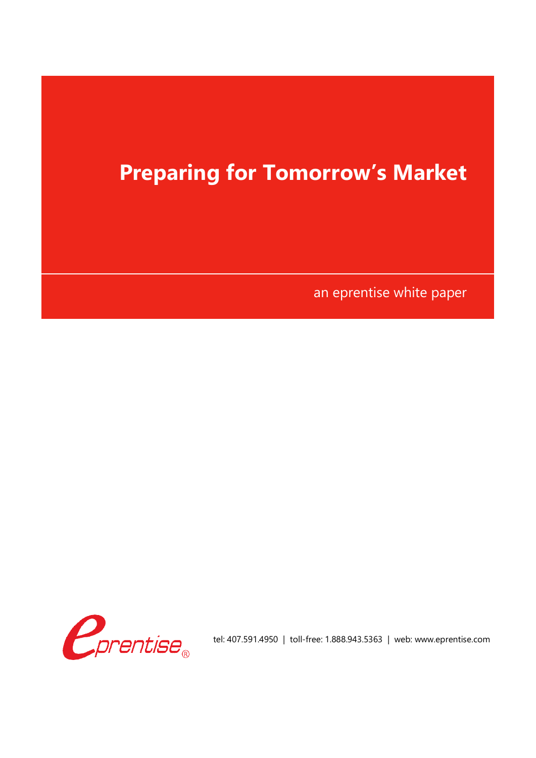# Preparing for Tomorrow's Market

an eprentise white paper

tel: 407.591.4950 | toll-free: 1.888.943.5363 | web: www.eprentise.com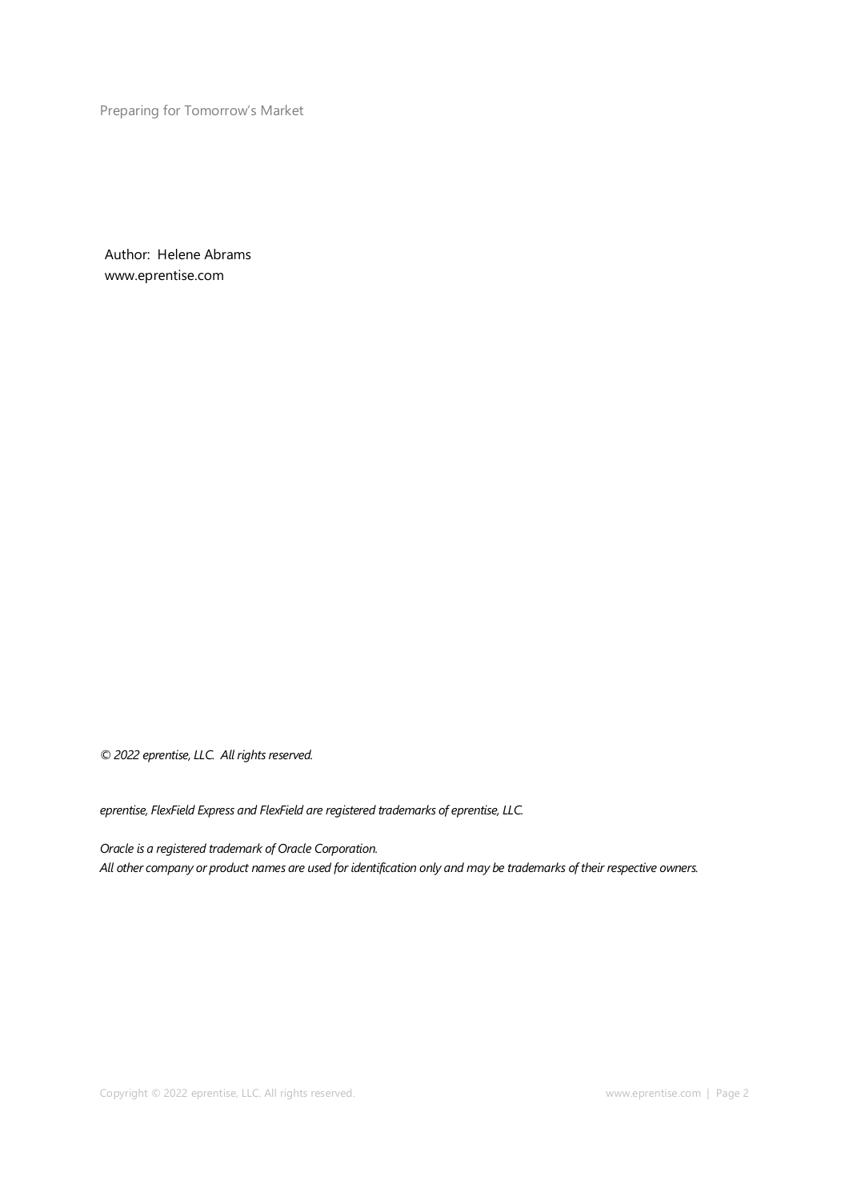Preparing for Tomorrow's Market

Author: Helene Abrams
www.eprentise.com

*© 2022 eprentise, LLC. All rights reserved.*

*eprentise, FlexField Express and FlexField are registered trademarks of eprentise, LLC.*

*Oracle is a registered trademark of Oracle Corporation.*
*All other company or product names are used for identification only and may be trademarks of their respective owners.*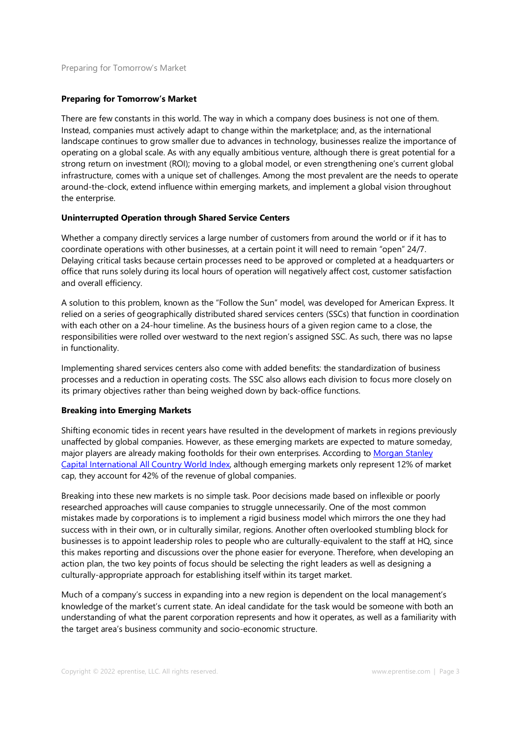**Preparing for Tomorrow's Market**

There are few constants in this world. The way in which a company does business is not one of them. Instead, companies must actively adapt to change within the marketplace; and, as the international landscape continues to grow smaller due to advances in technology, businesses realize the importance of operating on a global scale. As with any equally ambitious venture, although there is great potential for a strong return on investment (ROI); moving to a global model, or even strengthening one's current global infrastructure, comes with a unique set of challenges. Among the most prevalent are the needs to operate around-the-clock, extend influence within emerging markets, and implement a global vision throughout the enterprise.

**Uninterrupted Operation through Shared Service Centers**

Whether a company directly services a large number of customers from around the world or if it has to coordinate operations with other businesses, at a certain point it will need to remain "open" 24/7. Delaying critical tasks because certain processes need to be approved or completed at a headquarters or office that runs solely during its local hours of operation will negatively affect cost, customer satisfaction and overall efficiency.

A solution to this problem, known as the "Follow the Sun" model, was developed for American Express. It relied on a series of geographically distributed shared services centers (SSCs) that function in coordination with each other on a 24-hour timeline. As the business hours of a given region came to a close, the responsibilities were rolled over westward to the next region's assigned SSC. As such, there was no lapse in functionality.

Implementing shared services centers also come with added benefits: the standardization of business processes and a reduction in operating costs. The SSC also allows each division to focus more closely on its primary objectives rather than being weighed down by back-office functions.

**Breaking into Emerging Markets**

Shifting economic tides in recent years have resulted in the development of markets in regions previously unaffected by global companies. However, as these emerging markets are expected to mature someday, major players are already making footholds for their own enterprises. According to [Morgan Stanley Capital International All Country World Index](), although emerging markets only represent 12% of market cap, they account for 42% of the revenue of global companies.

Breaking into these new markets is no simple task. Poor decisions made based on inflexible or poorly researched approaches will cause companies to struggle unnecessarily. One of the most common mistakes made by corporations is to implement a rigid business model which mirrors the one they had success with in their own, or in culturally similar, regions. Another often overlooked stumbling block for businesses is to appoint leadership roles to people who are culturally-equivalent to the staff at HQ, since this makes reporting and discussions over the phone easier for everyone. Therefore, when developing an action plan, the two key points of focus should be selecting the right leaders as well as designing a culturally-appropriate approach for establishing itself within its target market.

Much of a company's success in expanding into a new region is dependent on the local management's knowledge of the market's current state. An ideal candidate for the task would be someone with both an understanding of what the parent corporation represents and how it operates, as well as a familiarity with the target area's business community and socio-economic structure.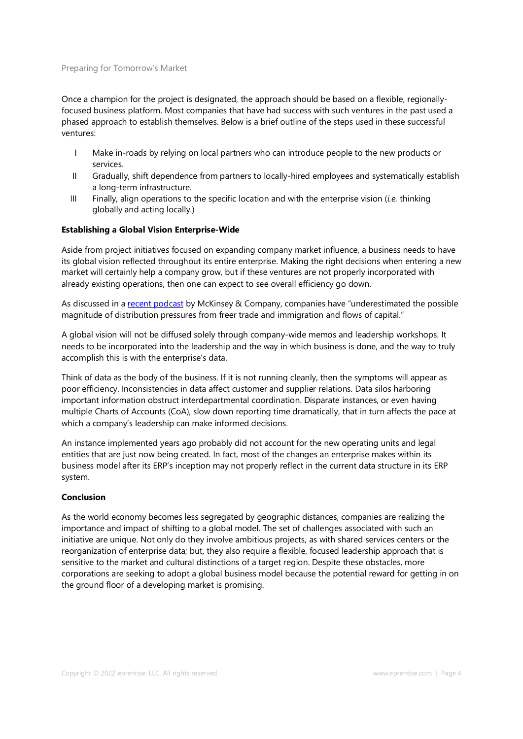Once a champion for the project is designated, the approach should be based on a flexible, regionally-focused business platform. Most companies that have had success with such ventures in the past used a phased approach to establish themselves. Below is a brief outline of the steps used in these successful ventures:

I. Make in-roads by relying on local partners who can introduce people to the new products or services.
II. Gradually, shift dependence from partners to locally-hired employees and systematically establish a long-term infrastructure.
III. Finally, align operations to the specific location and with the enterprise vision (*i.e.* thinking globally and acting locally.)

**Establishing a Global Vision Enterprise-Wide**

Aside from project initiatives focused on expanding company market influence, a business needs to have its global vision reflected throughout its entire enterprise. Making the right decisions when entering a new market will certainly help a company grow, but if these ventures are not properly incorporated with already existing operations, then one can expect to see overall efficiency go down.

As discussed in a recent podcast by McKinsey & Company, companies have "underestimated the possible magnitude of distribution pressures from freer trade and immigration and flows of capital."

A global vision will not be diffused solely through company-wide memos and leadership workshops. It needs to be incorporated into the leadership and the way in which business is done, and the way to truly accomplish this is with the enterprise's data.

Think of data as the body of the business. If it is not running cleanly, then the symptoms will appear as poor efficiency. Inconsistencies in data affect customer and supplier relations. Data silos harboring important information obstruct interdepartmental coordination. Disparate instances, or even having multiple Charts of Accounts (CoA), slow down reporting time dramatically, that in turn affects the pace at which a company's leadership can make informed decisions.

An instance implemented years ago probably did not account for the new operating units and legal entities that are just now being created. In fact, most of the changes an enterprise makes within its business model after its ERP's inception may not properly reflect in the current data structure in its ERP system.

**Conclusion**

As the world economy becomes less segregated by geographic distances, companies are realizing the importance and impact of shifting to a global model. The set of challenges associated with such an initiative are unique. Not only do they involve ambitious projects, as with shared services centers or the reorganization of enterprise data; but, they also require a flexible, focused leadership approach that is sensitive to the market and cultural distinctions of a target region. Despite these obstacles, more corporations are seeking to adopt a global business model because the potential reward for getting in on the ground floor of a developing market is promising.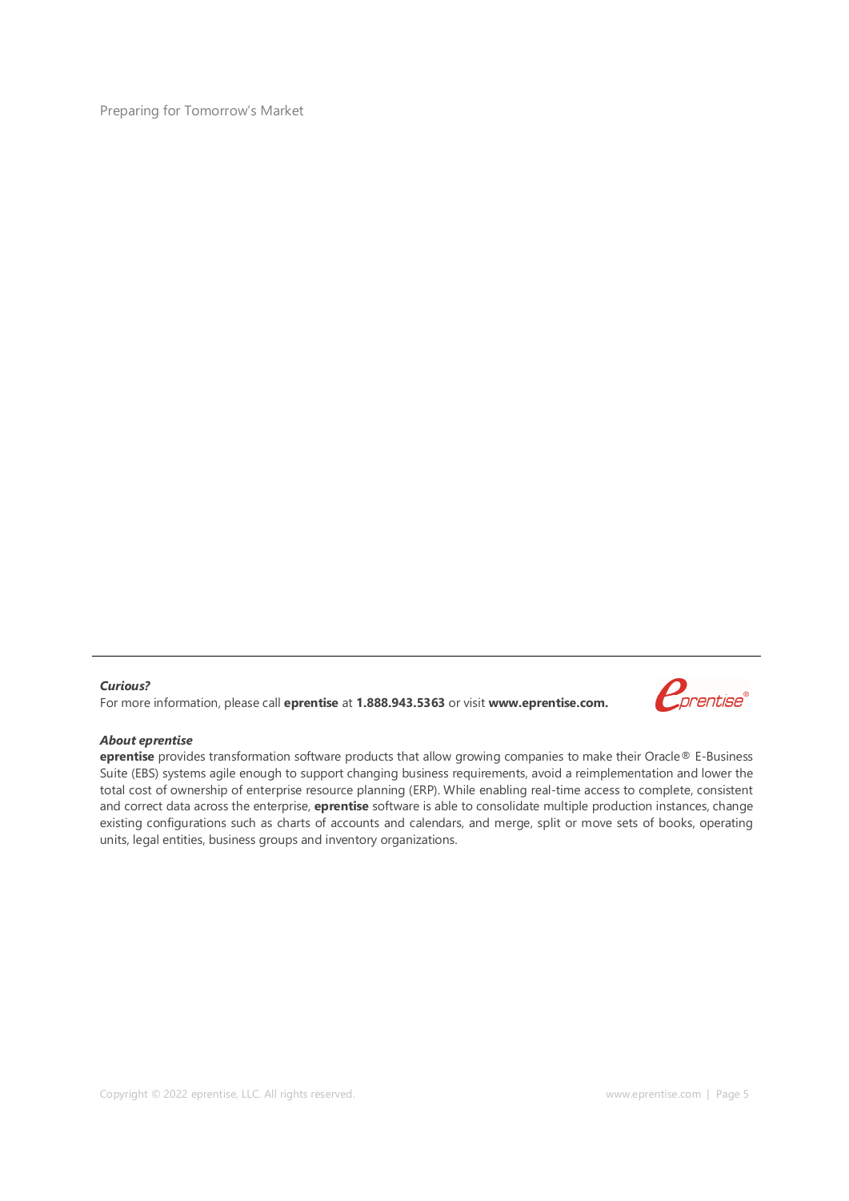***Curious?***
For more information, please call **eprentise** at **1.888.943.5363** or visit **www.eprentise.com.**

***About eprentise***
**eprentise** provides transformation software products that allow growing companies to make their Oracle® E-Business Suite (EBS) systems agile enough to support changing business requirements, avoid a reimplementation and lower the total cost of ownership of enterprise resource planning (ERP). While enabling real-time access to complete, consistent and correct data across the enterprise, **eprentise** software is able to consolidate multiple production instances, change existing configurations such as charts of accounts and calendars, and merge, split or move sets of books, operating units, legal entities, business groups and inventory organizations.